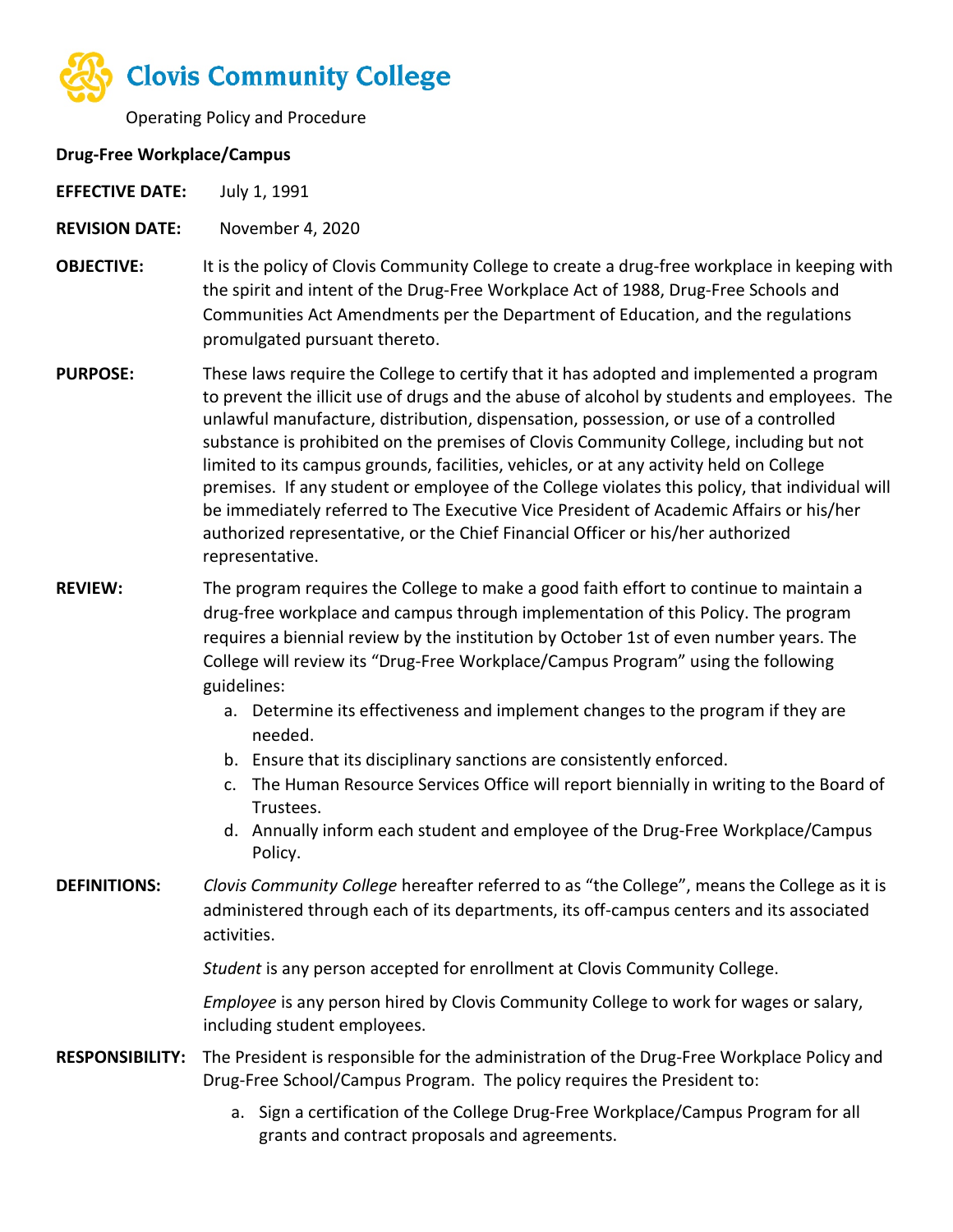# Clovis Community College

Operating Policy and Procedure

**Drug-Free Workplace/Campus**

**EFFECTIVE DATE:** July 1, 1991

**REVISION DATE:** November 4, 2020

**OBJECTIVE:** It is the policy of Clovis Community College to create a drug-free workplace in keeping with the spirit and intent of the Drug-Free Workplace Act of 1988, Drug-Free Schools and Communities Act Amendments per the Department of Education, and the regulations promulgated pursuant thereto.

**PURPOSE:** These laws require the College to certify that it has adopted and implemented a program to prevent the illicit use of drugs and the abuse of alcohol by students and employees. The unlawful manufacture, distribution, dispensation, possession, or use of a controlled substance is prohibited on the premises of Clovis Community College, including but not limited to its campus grounds, facilities, vehicles, or at any activity held on College premises. If any student or employee of the College violates this policy, that individual will be immediately referred to The Executive Vice President of Academic Affairs or his/her authorized representative, or the Chief Financial Officer or his/her authorized representative.

**REVIEW:** The program requires the College to make a good faith effort to continue to maintain a drug-free workplace and campus through implementation of this Policy. The program requires a biennial review by the institution by October 1st of even number years. The College will review its "Drug-Free Workplace/Campus Program" using the following guidelines:

a. Determine its effectiveness and implement changes to the program if they are needed.
b. Ensure that its disciplinary sanctions are consistently enforced.
c. The Human Resource Services Office will report biennially in writing to the Board of Trustees.
d. Annually inform each student and employee of the Drug-Free Workplace/Campus Policy.

**DEFINITIONS:** *Clovis Community College* hereafter referred to as "the College", means the College as it is administered through each of its departments, its off-campus centers and its associated activities.

*Student* is any person accepted for enrollment at Clovis Community College.

*Employee* is any person hired by Clovis Community College to work for wages or salary, including student employees.

**RESPONSIBILITY:** The President is responsible for the administration of the Drug-Free Workplace Policy and Drug-Free School/Campus Program. The policy requires the President to:

a. Sign a certification of the College Drug-Free Workplace/Campus Program for all grants and contract proposals and agreements.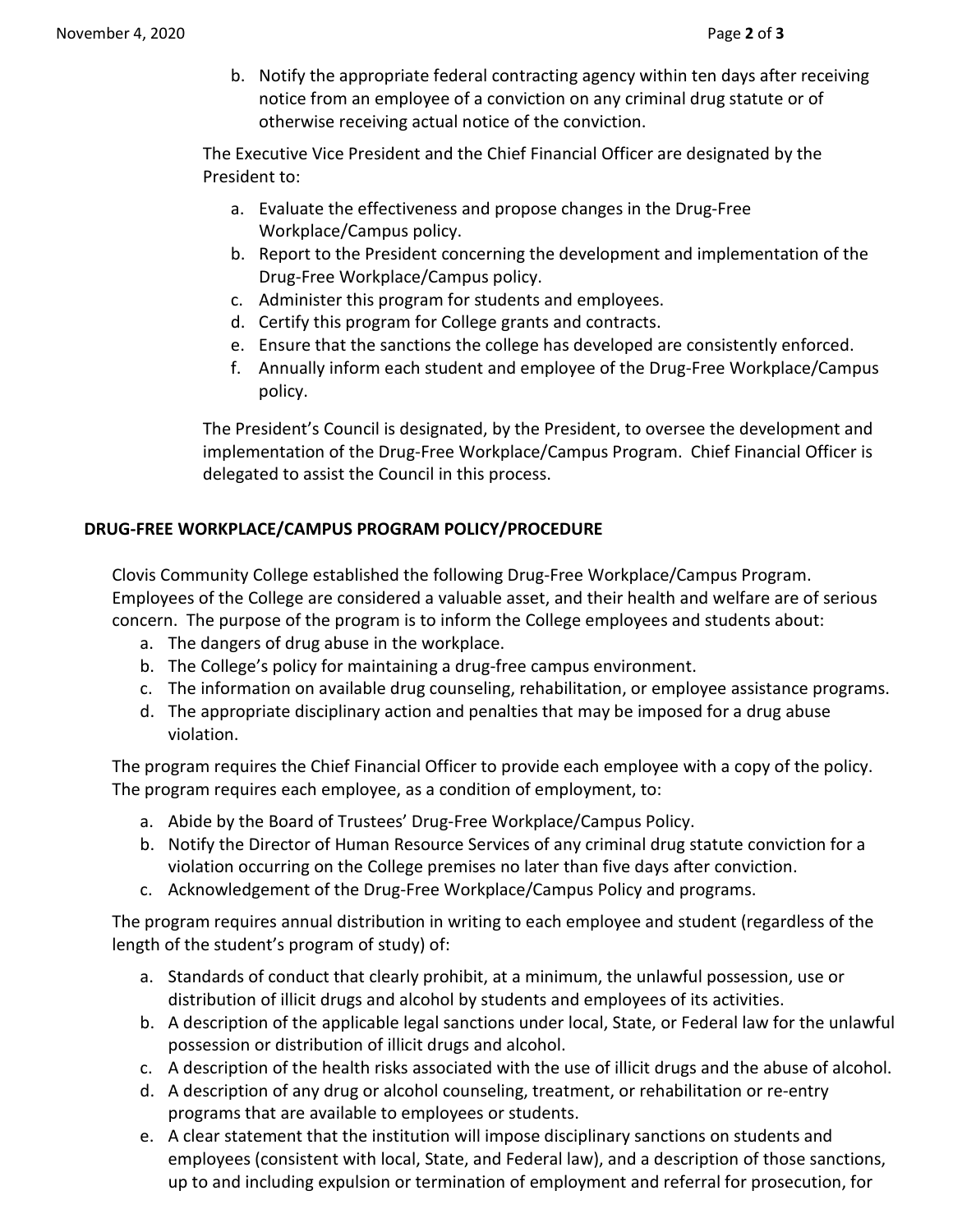b. Notify the appropriate federal contracting agency within ten days after receiving notice from an employee of a conviction on any criminal drug statute or of otherwise receiving actual notice of the conviction.

The Executive Vice President and the Chief Financial Officer are designated by the President to:

a. Evaluate the effectiveness and propose changes in the Drug-Free Workplace/Campus policy.
b. Report to the President concerning the development and implementation of the Drug-Free Workplace/Campus policy.
c. Administer this program for students and employees.
d. Certify this program for College grants and contracts.
e. Ensure that the sanctions the college has developed are consistently enforced.
f. Annually inform each student and employee of the Drug-Free Workplace/Campus policy.

The President's Council is designated, by the President, to oversee the development and implementation of the Drug-Free Workplace/Campus Program. Chief Financial Officer is delegated to assist the Council in this process.

## DRUG-FREE WORKPLACE/CAMPUS PROGRAM POLICY/PROCEDURE

Clovis Community College established the following Drug-Free Workplace/Campus Program. Employees of the College are considered a valuable asset, and their health and welfare are of serious concern. The purpose of the program is to inform the College employees and students about:

a. The dangers of drug abuse in the workplace.
b. The College's policy for maintaining a drug-free campus environment.
c. The information on available drug counseling, rehabilitation, or employee assistance programs.
d. The appropriate disciplinary action and penalties that may be imposed for a drug abuse violation.

The program requires the Chief Financial Officer to provide each employee with a copy of the policy. The program requires each employee, as a condition of employment, to:

a. Abide by the Board of Trustees' Drug-Free Workplace/Campus Policy.
b. Notify the Director of Human Resource Services of any criminal drug statute conviction for a violation occurring on the College premises no later than five days after conviction.
c. Acknowledgement of the Drug-Free Workplace/Campus Policy and programs.

The program requires annual distribution in writing to each employee and student (regardless of the length of the student's program of study) of:

a. Standards of conduct that clearly prohibit, at a minimum, the unlawful possession, use or distribution of illicit drugs and alcohol by students and employees of its activities.
b. A description of the applicable legal sanctions under local, State, or Federal law for the unlawful possession or distribution of illicit drugs and alcohol.
c. A description of the health risks associated with the use of illicit drugs and the abuse of alcohol.
d. A description of any drug or alcohol counseling, treatment, or rehabilitation or re-entry programs that are available to employees or students.
e. A clear statement that the institution will impose disciplinary sanctions on students and employees (consistent with local, State, and Federal law), and a description of those sanctions, up to and including expulsion or termination of employment and referral for prosecution, for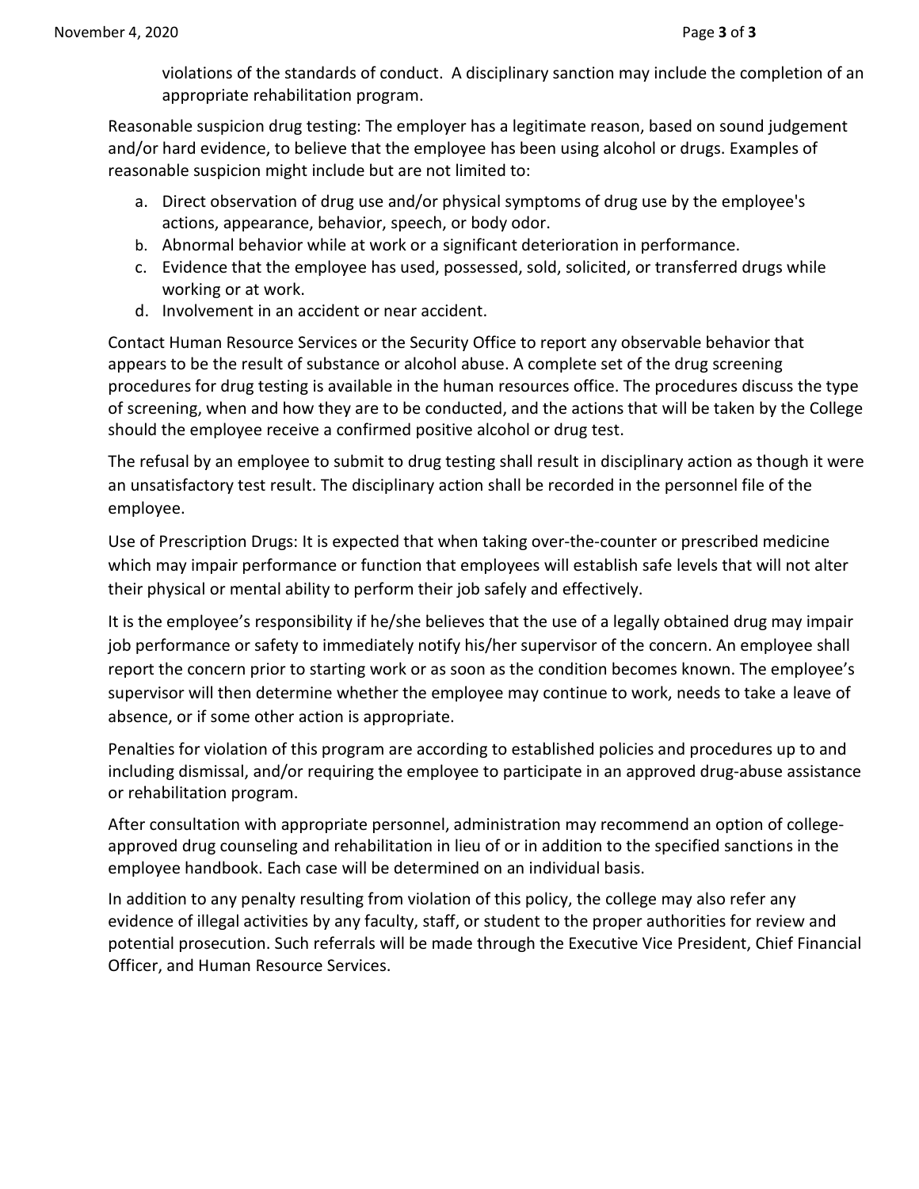violations of the standards of conduct. A disciplinary sanction may include the completion of an appropriate rehabilitation program.

Reasonable suspicion drug testing: The employer has a legitimate reason, based on sound judgement and/or hard evidence, to believe that the employee has been using alcohol or drugs. Examples of reasonable suspicion might include but are not limited to:

a. Direct observation of drug use and/or physical symptoms of drug use by the employee's actions, appearance, behavior, speech, or body odor.
b. Abnormal behavior while at work or a significant deterioration in performance.
c. Evidence that the employee has used, possessed, sold, solicited, or transferred drugs while working or at work.
d. Involvement in an accident or near accident.

Contact Human Resource Services or the Security Office to report any observable behavior that appears to be the result of substance or alcohol abuse. A complete set of the drug screening procedures for drug testing is available in the human resources office. The procedures discuss the type of screening, when and how they are to be conducted, and the actions that will be taken by the College should the employee receive a confirmed positive alcohol or drug test.

The refusal by an employee to submit to drug testing shall result in disciplinary action as though it were an unsatisfactory test result. The disciplinary action shall be recorded in the personnel file of the employee.

Use of Prescription Drugs: It is expected that when taking over-the-counter or prescribed medicine which may impair performance or function that employees will establish safe levels that will not alter their physical or mental ability to perform their job safely and effectively.

It is the employee's responsibility if he/she believes that the use of a legally obtained drug may impair job performance or safety to immediately notify his/her supervisor of the concern. An employee shall report the concern prior to starting work or as soon as the condition becomes known. The employee's supervisor will then determine whether the employee may continue to work, needs to take a leave of absence, or if some other action is appropriate.

Penalties for violation of this program are according to established policies and procedures up to and including dismissal, and/or requiring the employee to participate in an approved drug-abuse assistance or rehabilitation program.

After consultation with appropriate personnel, administration may recommend an option of college-approved drug counseling and rehabilitation in lieu of or in addition to the specified sanctions in the employee handbook. Each case will be determined on an individual basis.

In addition to any penalty resulting from violation of this policy, the college may also refer any evidence of illegal activities by any faculty, staff, or student to the proper authorities for review and potential prosecution. Such referrals will be made through the Executive Vice President, Chief Financial Officer, and Human Resource Services.